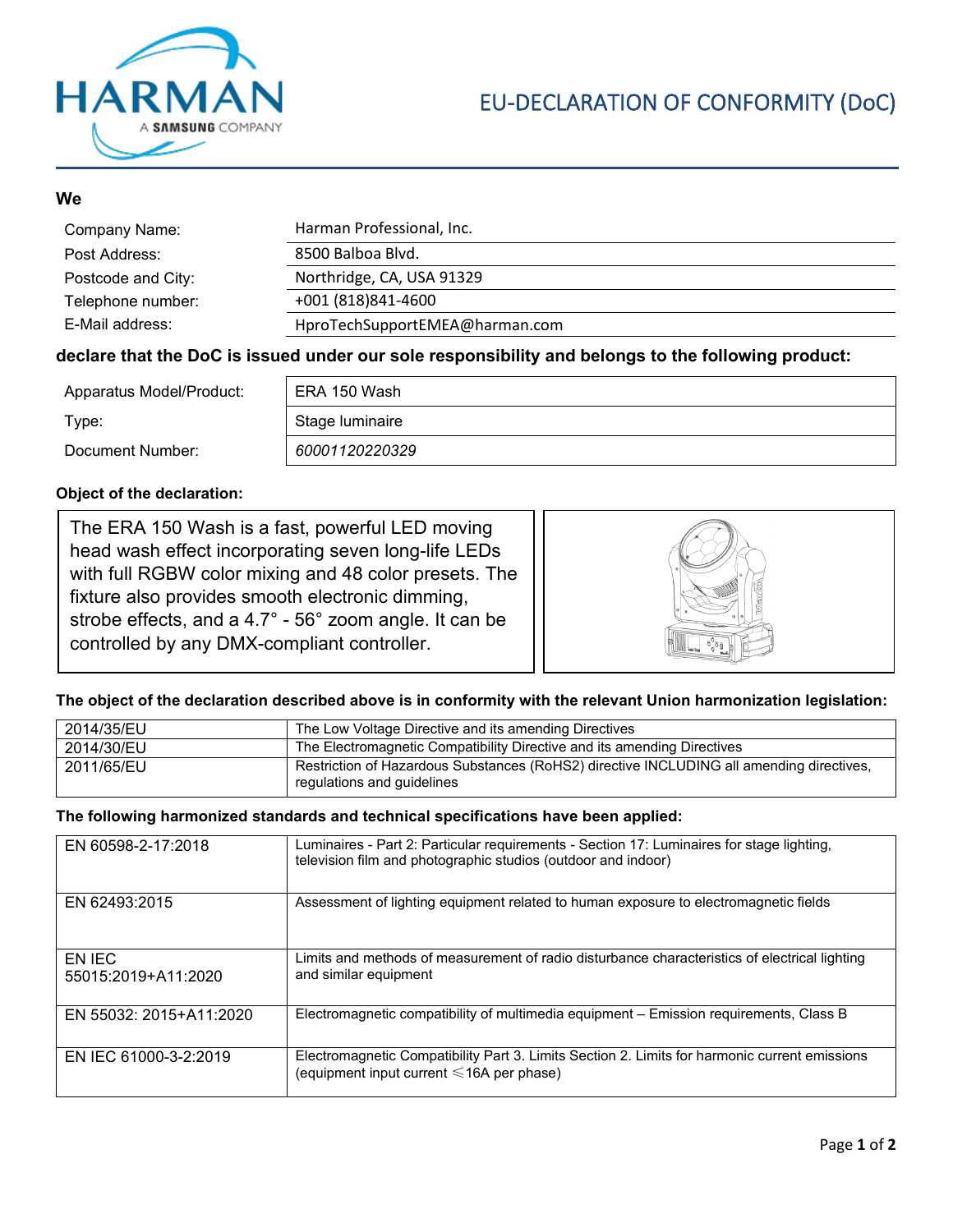HARMAN

A SAMSUNG COMPANY

# EU-DECLARATION OF CONFORMITY (DoC)

**We**

| | |
|---|---|
| Company Name: | Harman Professional, Inc. |
| Post Address: | 8500 Balboa Blvd. |
| Postcode and City: | Northridge, CA, USA 91329 |
| Telephone number: | +001 (818)841-4600 |
| E-Mail address: | HproTechSupportEMEA@harman.com |

**declare that the DoC is issued under our sole responsibility and belongs to the following product:**

| | |
|---|---|
| Apparatus Model/Product: | ERA 150 Wash |
| Type: | Stage luminaire |
| Document Number: | *60001120220329* |

**Object of the declaration:**

The ERA 150 Wash is a fast, powerful LED moving head wash effect incorporating seven long-life LEDs with full RGBW color mixing and 48 color presets. The fixture also provides smooth electronic dimming, strobe effects, and a 4.7° - 56° zoom angle. It can be controlled by any DMX-compliant controller.

**The object of the declaration described above is in conformity with the relevant Union harmonization legislation:**

| | |
|---|---|
| 2014/35/EU | The Low Voltage Directive and its amending Directives |
| 2014/30/EU | The Electromagnetic Compatibility Directive and its amending Directives |
| 2011/65/EU | Restriction of Hazardous Substances (RoHS2) directive INCLUDING all amending directives, regulations and guidelines |

**The following harmonized standards and technical specifications have been applied:**

| | |
|---|---|
| EN 60598-2-17:2018 | Luminaires - Part 2: Particular requirements - Section 17: Luminaires for stage lighting, television film and photographic studios (outdoor and indoor) |
| EN 62493:2015 | Assessment of lighting equipment related to human exposure to electromagnetic fields |
| EN IEC 55015:2019+A11:2020 | Limits and methods of measurement of radio disturbance characteristics of electrical lighting and similar equipment |
| EN 55032: 2015+A11:2020 | Electromagnetic compatibility of multimedia equipment – Emission requirements, Class B |
| EN IEC 61000-3-2:2019 | Electromagnetic Compatibility Part 3. Limits Section 2. Limits for harmonic current emissions (equipment input current ≤16A per phase) |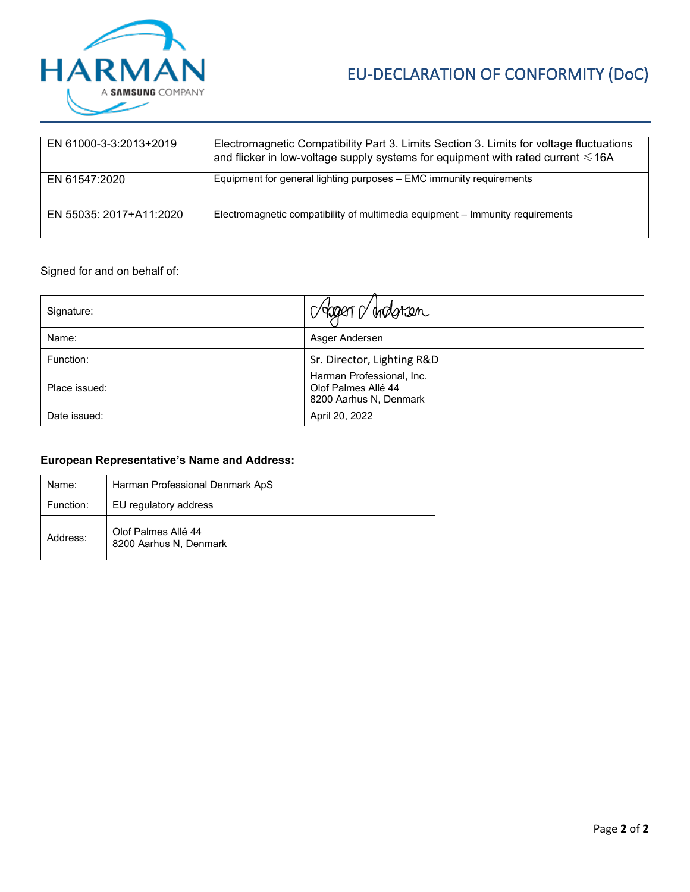# EU-DECLARATION OF CONFORMITY (DoC)

| | |
|---|---|
| EN 61000-3-3:2013+2019 | Electromagnetic Compatibility Part 3. Limits Section 3. Limits for voltage fluctuations and flicker in low-voltage supply systems for equipment with rated current ≤16A |
| EN 61547:2020 | Equipment for general lighting purposes – EMC immunity requirements |
| EN 55035: 2017+A11:2020 | Electromagnetic compatibility of multimedia equipment – Immunity requirements |

Signed for and on behalf of:

| | |
|---|---|
| Signature: | Asger Andersen |
| Name: | Asger Andersen |
| Function: | Sr. Director, Lighting R&D |
| Place issued: | Harman Professional, Inc.<br>Olof Palmes Allé 44<br>8200 Aarhus N, Denmark |
| Date issued: | April 20, 2022 |

**European Representative's Name and Address:**

| | |
|---|---|
| Name: | Harman Professional Denmark ApS |
| Function: | EU regulatory address |
| Address: | Olof Palmes Allé 44<br>8200 Aarhus N, Denmark |